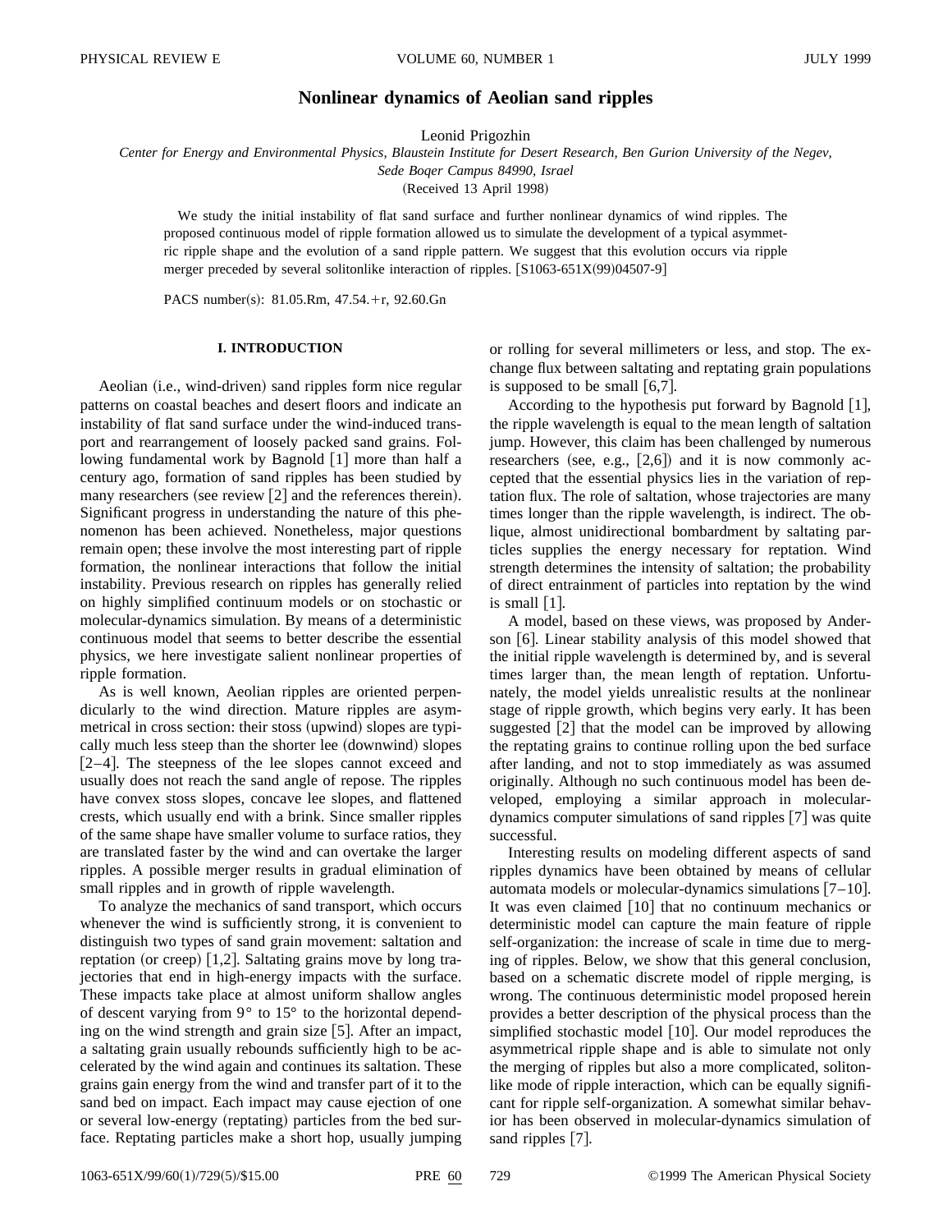# Nonlinear dynamics of Aeolian sand ripples

Leonid Prigozhin

*Center for Energy and Environmental Physics, Blaustein Institute for Desert Research, Ben Gurion University of the Negev, Sede Boqer Campus 84990, Israel*

(Received 13 April 1998)

We study the initial instability of flat sand surface and further nonlinear dynamics of wind ripples. The proposed continuous model of ripple formation allowed us to simulate the development of a typical asymmetric ripple shape and the evolution of a sand ripple pattern. We suggest that this evolution occurs via ripple merger preceded by several solitonlike interaction of ripples. [S1063-651X(99)04507-9]

PACS number(s): 81.05.Rm, 47.54.+r, 92.60.Gn

## I. INTRODUCTION

Aeolian (i.e., wind-driven) sand ripples form nice regular patterns on coastal beaches and desert floors and indicate an instability of flat sand surface under the wind-induced transport and rearrangement of loosely packed sand grains. Following fundamental work by Bagnold [1] more than half a century ago, formation of sand ripples has been studied by many researchers (see review [2] and the references therein). Significant progress in understanding the nature of this phenomenon has been achieved. Nonetheless, major questions remain open; these involve the most interesting part of ripple formation, the nonlinear interactions that follow the initial instability. Previous research on ripples has generally relied on highly simplified continuum models or on stochastic or molecular-dynamics simulation. By means of a deterministic continuous model that seems to better describe the essential physics, we here investigate salient nonlinear properties of ripple formation.

As is well known, Aeolian ripples are oriented perpendicularly to the wind direction. Mature ripples are asymmetrical in cross section: their stoss (upwind) slopes are typically much less steep than the shorter lee (downwind) slopes [2–4]. The steepness of the lee slopes cannot exceed and usually does not reach the sand angle of repose. The ripples have convex stoss slopes, concave lee slopes, and flattened crests, which usually end with a brink. Since smaller ripples of the same shape have smaller volume to surface ratios, they are translated faster by the wind and can overtake the larger ripples. A possible merger results in gradual elimination of small ripples and in growth of ripple wavelength.

To analyze the mechanics of sand transport, which occurs whenever the wind is sufficiently strong, it is convenient to distinguish two types of sand grain movement: saltation and reptation (or creep) [1,2]. Saltating grains move by long trajectories that end in high-energy impacts with the surface. These impacts take place at almost uniform shallow angles of descent varying from 9° to 15° to the horizontal depending on the wind strength and grain size [5]. After an impact, a saltating grain usually rebounds sufficiently high to be accelerated by the wind again and continues its saltation. These grains gain energy from the wind and transfer part of it to the sand bed on impact. Each impact may cause ejection of one or several low-energy (reptating) particles from the bed surface. Reptating particles make a short hop, usually jumping or rolling for several millimeters or less, and stop. The exchange flux between saltating and reptating grain populations is supposed to be small [6,7].

According to the hypothesis put forward by Bagnold [1], the ripple wavelength is equal to the mean length of saltation jump. However, this claim has been challenged by numerous researchers (see, e.g., [2,6]) and it is now commonly accepted that the essential physics lies in the variation of reptation flux. The role of saltation, whose trajectories are many times longer than the ripple wavelength, is indirect. The oblique, almost unidirectional bombardment by saltating particles supplies the energy necessary for reptation. Wind strength determines the intensity of saltation; the probability of direct entrainment of particles into reptation by the wind is small [1].

A model, based on these views, was proposed by Anderson [6]. Linear stability analysis of this model showed that the initial ripple wavelength is determined by, and is several times larger than, the mean length of reptation. Unfortunately, the model yields unrealistic results at the nonlinear stage of ripple growth, which begins very early. It has been suggested [2] that the model can be improved by allowing the reptating grains to continue rolling upon the bed surface after landing, and not to stop immediately as was assumed originally. Although no such continuous model has been developed, employing a similar approach in molecular-dynamics computer simulations of sand ripples [7] was quite successful.

Interesting results on modeling different aspects of sand ripples dynamics have been obtained by means of cellular automata models or molecular-dynamics simulations [7–10]. It was even claimed [10] that no continuum mechanics or deterministic model can capture the main feature of ripple self-organization: the increase of scale in time due to merging of ripples. Below, we show that this general conclusion, based on a schematic discrete model of ripple merging, is wrong. The continuous deterministic model proposed herein provides a better description of the physical process than the simplified stochastic model [10]. Our model reproduces the asymmetrical ripple shape and is able to simulate not only the merging of ripples but also a more complicated, solitonlike mode of ripple interaction, which can be equally significant for ripple self-organization. A somewhat similar behavior has been observed in molecular-dynamics simulation of sand ripples [7].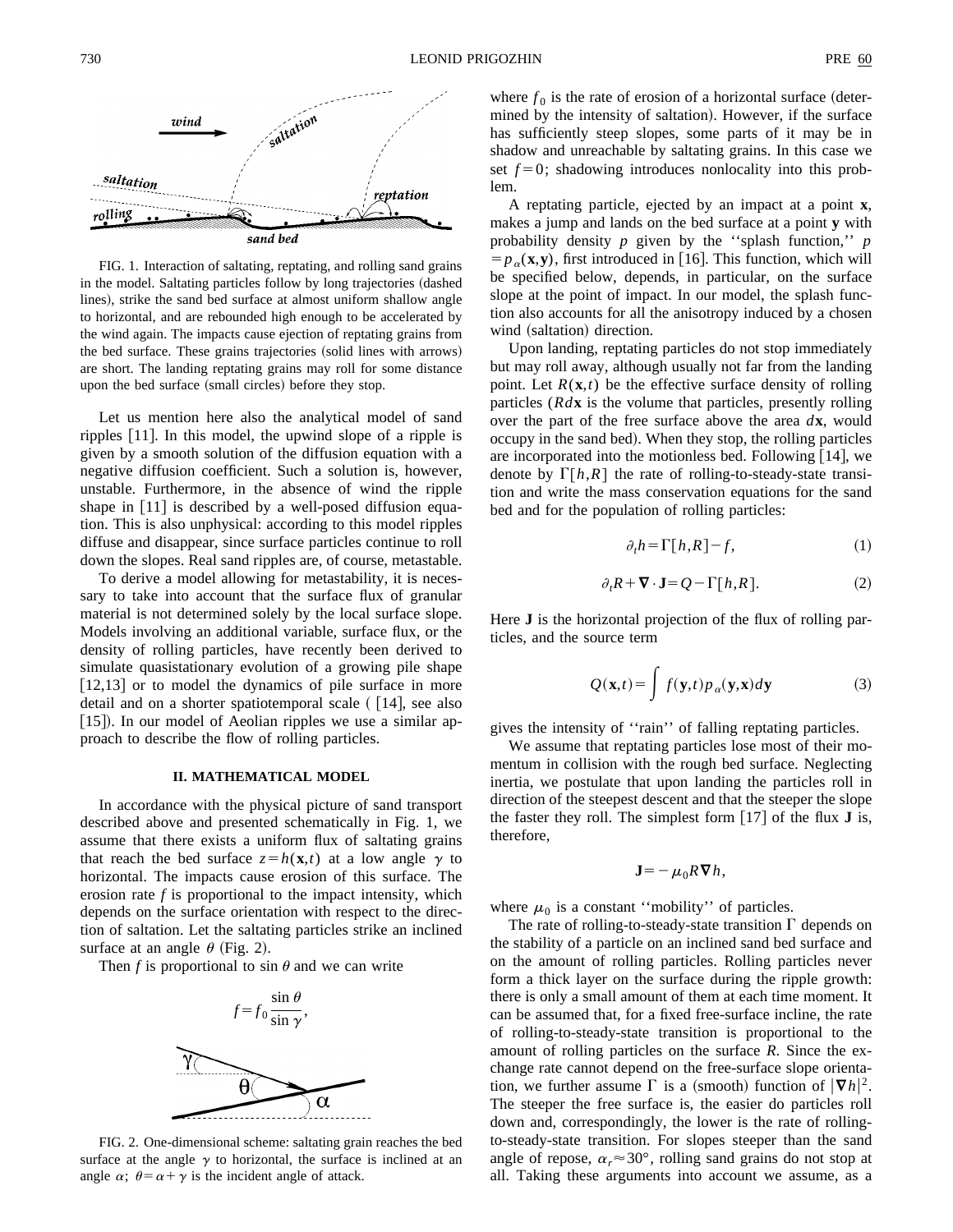FIG. 1. Interaction of saltating, reptating, and rolling sand grains in the model. Saltating particles follow by long trajectories (dashed lines), strike the sand bed surface at almost uniform shallow angle to horizontal, and are rebounded high enough to be accelerated by the wind again. The impacts cause ejection of reptating grains from the bed surface. These grains trajectories (solid lines with arrows) are short. The landing reptating grains may roll for some distance upon the bed surface (small circles) before they stop.

Let us mention here also the analytical model of sand ripples [11]. In this model, the upwind slope of a ripple is given by a smooth solution of the diffusion equation with a negative diffusion coefficient. Such a solution is, however, unstable. Furthermore, in the absence of wind the ripple shape in [11] is described by a well-posed diffusion equation. This is also unphysical: according to this model ripples diffuse and disappear, since surface particles continue to roll down the slopes. Real sand ripples are, of course, metastable.

To derive a model allowing for metastability, it is necessary to take into account that the surface flux of granular material is not determined solely by the local surface slope. Models involving an additional variable, surface flux, or the density of rolling particles, have recently been derived to simulate quasistationary evolution of a growing pile shape [12,13] or to model the dynamics of pile surface in more detail and on a shorter spatiotemporal scale ( [14], see also [15]). In our model of Aeolian ripples we use a similar approach to describe the flow of rolling particles.

## II. MATHEMATICAL MODEL

In accordance with the physical picture of sand transport described above and presented schematically in Fig. 1, we assume that there exists a uniform flux of saltating grains that reach the bed surface $z=h(\mathbf{x},t)$ at a low angle $\gamma$ to horizontal. The impacts cause erosion of this surface. The erosion rate $f$ is proportional to the impact intensity, which depends on the surface orientation with respect to the direction of saltation. Let the saltating particles strike an inclined surface at an angle $\theta$ (Fig. 2).

Then $f$ is proportional to $\sin\theta$ and we can write

$$f=f_0\frac{\sin\theta}{\sin\gamma},$$

FIG. 2. One-dimensional scheme: saltating grain reaches the bed surface at the angle $\gamma$ to horizontal, the surface is inclined at an angle $\alpha$; $\theta=\alpha+\gamma$ is the incident angle of attack.

where $f_0$ is the rate of erosion of a horizontal surface (determined by the intensity of saltation). However, if the surface has sufficiently steep slopes, some parts of it may be in shadow and unreachable by saltating grains. In this case we set $f=0$; shadowing introduces nonlocality into this problem.

A reptating particle, ejected by an impact at a point $\mathbf{x}$, makes a jump and lands on the bed surface at a point $\mathbf{y}$ with probability density $p$ given by the "splash function," $p=p_\alpha(\mathbf{x},\mathbf{y})$, first introduced in [16]. This function, which will be specified below, depends, in particular, on the surface slope at the point of impact. In our model, the splash function also accounts for all the anisotropy induced by a chosen wind (saltation) direction.

Upon landing, reptating particles do not stop immediately but may roll away, although usually not far from the landing point. Let $R(\mathbf{x},t)$ be the effective surface density of rolling particles ($Rd\mathbf{x}$ is the volume that particles, presently rolling over the part of the free surface above the area $d\mathbf{x}$, would occupy in the sand bed). When they stop, the rolling particles are incorporated into the motionless bed. Following [14], we denote by $\Gamma[h,R]$ the rate of rolling-to-steady-state transition and write the mass conservation equations for the sand bed and for the population of rolling particles:

$$\partial_t h=\Gamma[h,R]-f, \tag{1}$$

$$\partial_t R+\nabla\cdot\mathbf{J}=Q-\Gamma[h,R]. \tag{2}$$

Here $\mathbf{J}$ is the horizontal projection of the flux of rolling particles, and the source term

$$Q(\mathbf{x},t)=\int f(\mathbf{y},t)p_\alpha(\mathbf{y},\mathbf{x})d\mathbf{y} \tag{3}$$

gives the intensity of "rain" of falling reptating particles.

We assume that reptating particles lose most of their momentum in collision with the rough bed surface. Neglecting inertia, we postulate that upon landing the particles roll in direction of the steepest descent and that the steeper the slope the faster they roll. The simplest form [17] of the flux $\mathbf{J}$ is, therefore,

$$\mathbf{J}=-\mu_0 R\nabla h,$$

where $\mu_0$ is a constant "mobility" of particles.

The rate of rolling-to-steady-state transition $\Gamma$ depends on the stability of a particle on an inclined sand bed surface and on the amount of rolling particles. Rolling particles never form a thick layer on the surface during the ripple growth: there is only a small amount of them at each time moment. It can be assumed that, for a fixed free-surface incline, the rate of rolling-to-steady-state transition is proportional to the amount of rolling particles on the surface $R$. Since the exchange rate cannot depend on the free-surface slope orientation, we further assume $\Gamma$ is a (smooth) function of $|\nabla h|^2$. The steeper the free surface is, the easier do particles roll down and, correspondingly, the lower is the rate of rolling-to-steady-state transition. For slopes steeper than the sand angle of repose, $\alpha_r\approx 30°$, rolling sand grains do not stop at all. Taking these arguments into account we assume, as a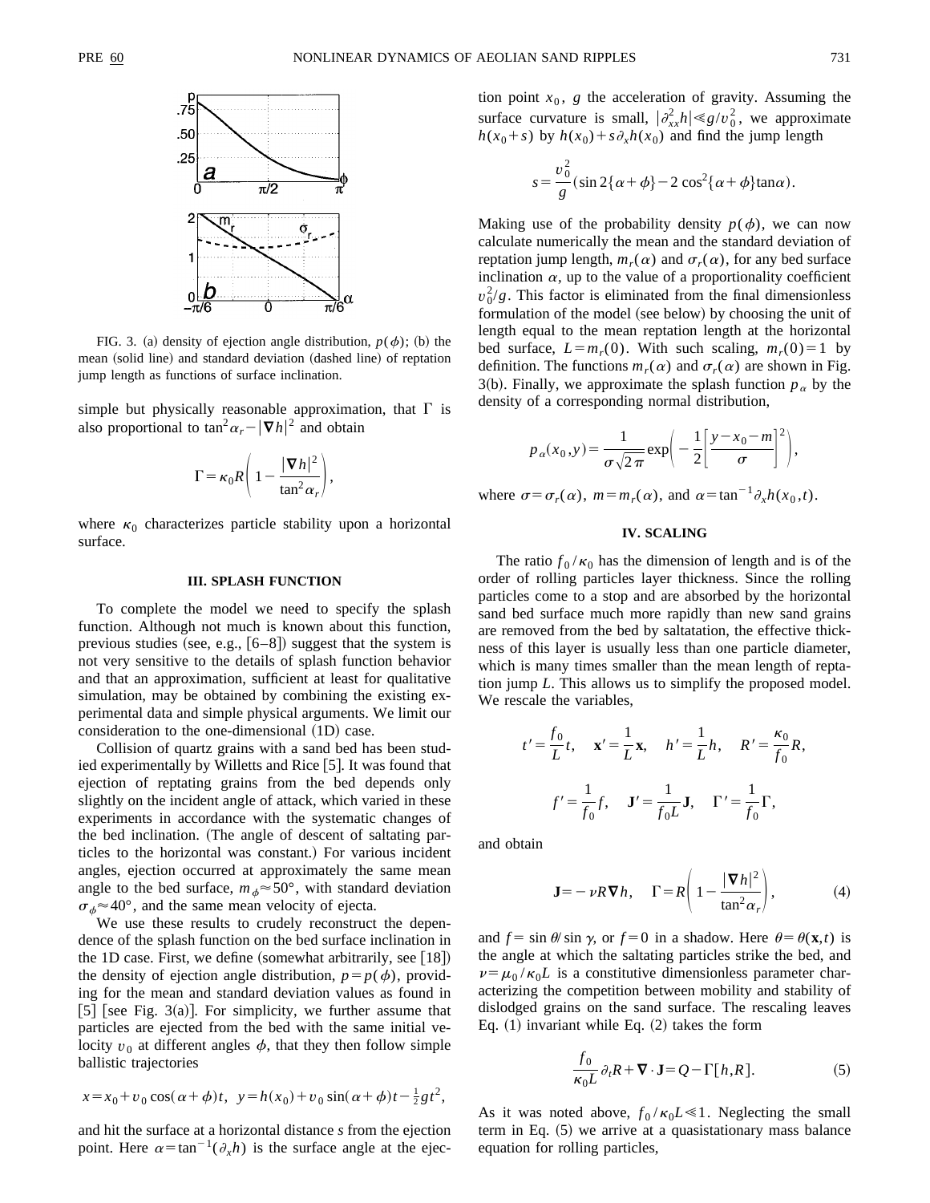FIG. 3. (a) density of ejection angle distribution, $p(\phi)$; (b) the mean (solid line) and standard deviation (dashed line) of reptation jump length as functions of surface inclination.

simple but physically reasonable approximation, that $\Gamma$ is also proportional to $\tan^2\alpha_r - |\nabla h|^2$ and obtain

$$\Gamma = \kappa_0 R\left(1 - \frac{|\nabla h|^2}{\tan^2\alpha_r}\right),$$

where $\kappa_0$ characterizes particle stability upon a horizontal surface.

### III. SPLASH FUNCTION

To complete the model we need to specify the splash function. Although not much is known about this function, previous studies (see, e.g., [6–8]) suggest that the system is not very sensitive to the details of splash function behavior and that an approximation, sufficient at least for qualitative simulation, may be obtained by combining the existing experimental data and simple physical arguments. We limit our consideration to the one-dimensional (1D) case.

Collision of quartz grains with a sand bed has been studied experimentally by Willetts and Rice [5]. It was found that ejection of reptating grains from the bed depends only slightly on the incident angle of attack, which varied in these experiments in accordance with the systematic changes of the bed inclination. (The angle of descent of saltating particles to the horizontal was constant.) For various incident angles, ejection occurred at approximately the same mean angle to the bed surface, $m_\phi \approx 50°$, with standard deviation $\sigma_\phi \approx 40°$, and the same mean velocity of ejecta.

We use these results to crudely reconstruct the dependence of the splash function on the bed surface inclination in the 1D case. First, we define (somewhat arbitrarily, see [18]) the density of ejection angle distribution, $p = p(\phi)$, providing for the mean and standard deviation values as found in [5] [see Fig. 3(a)]. For simplicity, we further assume that particles are ejected from the bed with the same initial velocity $v_0$ at different angles $\phi$, that they then follow simple ballistic trajectories

$$x = x_0 + v_0\cos(\alpha+\phi)t, \quad y = h(x_0) + v_0\sin(\alpha+\phi)t - \tfrac{1}{2}gt^2,$$

and hit the surface at a horizontal distance $s$ from the ejection point. Here $\alpha = \tan^{-1}(\partial_x h)$ is the surface angle at the ejection point $x_0$, $g$ the acceleration of gravity. Assuming the surface curvature is small, $|\partial^2_{xx}h| \ll g/v_0^2$, we approximate $h(x_0+s)$ by $h(x_0) + s\partial_x h(x_0)$ and find the jump length

$$s = \frac{v_0^2}{g}(\sin 2\{\alpha+\phi\} - 2\cos^2\{\alpha+\phi\}\tan\alpha).$$

Making use of the probability density $p(\phi)$, we can now calculate numerically the mean and the standard deviation of reptation jump length, $m_r(\alpha)$ and $\sigma_r(\alpha)$, for any bed surface inclination $\alpha$, up to the value of a proportionality coefficient $v_0^2/g$. This factor is eliminated from the final dimensionless formulation of the model (see below) by choosing the unit of length equal to the mean reptation length at the horizontal bed surface, $L = m_r(0)$. With such scaling, $m_r(0) = 1$ by definition. The functions $m_r(\alpha)$ and $\sigma_r(\alpha)$ are shown in Fig. 3(b). Finally, we approximate the splash function $p_\alpha$ by the density of a corresponding normal distribution,

$$p_\alpha(x_0,y) = \frac{1}{\sigma\sqrt{2\pi}}\exp\left(-\frac{1}{2}\left[\frac{y - x_0 - m}{\sigma}\right]^2\right),$$

where $\sigma = \sigma_r(\alpha)$, $m = m_r(\alpha)$, and $\alpha = \tan^{-1}\partial_x h(x_0,t)$.

### IV. SCALING

The ratio $f_0/\kappa_0$ has the dimension of length and is of the order of rolling particles layer thickness. Since the rolling particles come to a stop and are absorbed by the horizontal sand bed surface much more rapidly than new sand grains are removed from the bed by saltatation, the effective thickness of this layer is usually less than one particle diameter, which is many times smaller than the mean length of reptation jump $L$. This allows us to simplify the proposed model. We rescale the variables,

$$t' = \frac{f_0}{L}t, \quad \mathbf{x}' = \frac{1}{L}\mathbf{x}, \quad h' = \frac{1}{L}h, \quad R' = \frac{\kappa_0}{f_0}R,$$

$$f' = \frac{1}{f_0}f, \quad \mathbf{J}' = \frac{1}{f_0 L}\mathbf{J}, \quad \Gamma' = \frac{1}{f_0}\Gamma,$$

and obtain

$$\mathbf{J} = -\nu R\nabla h, \quad \Gamma = R\left(1 - \frac{|\nabla h|^2}{\tan^2\alpha_r}\right), \tag{4}$$

and $f = \sin\theta/\sin\gamma$, or $f = 0$ in a shadow. Here $\theta = \theta(\mathbf{x},t)$ is the angle at which the saltating particles strike the bed, and $\nu = \mu_0/\kappa_0 L$ is a constitutive dimensionless parameter characterizing the competition between mobility and stability of dislodged grains on the sand surface. The rescaling leaves Eq. (1) invariant while Eq. (2) takes the form

$$\frac{f_0}{\kappa_0 L}\partial_t R + \nabla\cdot\mathbf{J} = Q - \Gamma[h,R]. \tag{5}$$

As it was noted above, $f_0/\kappa_0 L \ll 1$. Neglecting the small term in Eq. (5) we arrive at a quasistationary mass balance equation for rolling particles,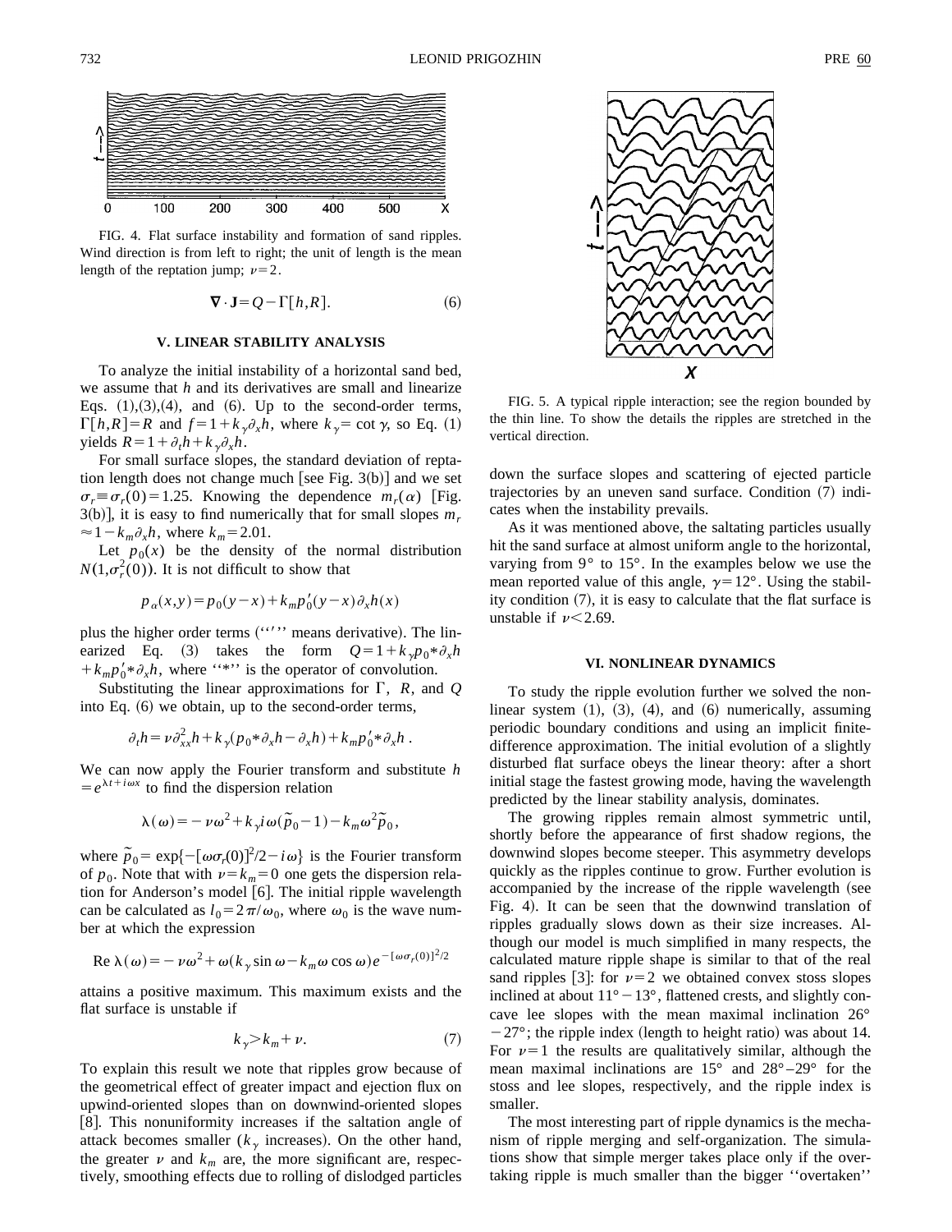FIG. 4. Flat surface instability and formation of sand ripples. Wind direction is from left to right; the unit of length is the mean length of the reptation jump; $\nu=2$.

$$\nabla \cdot \mathbf{J} = Q - \Gamma[h,R]. \quad (6)$$

### V. LINEAR STABILITY ANALYSIS

To analyze the initial instability of a horizontal sand bed, we assume that $h$ and its derivatives are small and linearize Eqs. (1),(3),(4), and (6). Up to the second-order terms, $\Gamma[h,R]=R$ and $f=1+k_\gamma \partial_x h$, where $k_\gamma = \cot\gamma$, so Eq. (1) yields $R=1+\partial_t h + k_\gamma \partial_x h$.

For small surface slopes, the standard deviation of reptation length does not change much [see Fig. 3(b)] and we set $\sigma_r \equiv \sigma_r(0)=1.25$. Knowing the dependence $m_r(\alpha)$ [Fig. 3(b)], it is easy to find numerically that for small slopes $m_r \approx 1 - k_m \partial_x h$, where $k_m = 2.01$.

Let $p_0(x)$ be the density of the normal distribution $N(1,\sigma_r^2(0))$. It is not difficult to show that

$$p_\alpha(x,y) = p_0(y-x) + k_m p_0'(y-x)\partial_x h(x)$$

plus the higher order terms ("$'$" means derivative). The linearized Eq. (3) takes the form $Q=1+k_\gamma p_0 * \partial_x h + k_m p_0' * \partial_x h$, where "$*$" is the operator of convolution.

Substituting the linear approximations for $\Gamma$, $R$, and $Q$ into Eq. (6) we obtain, up to the second-order terms,

$$\partial_t h = \nu \partial_{xx}^2 h + k_\gamma (p_0 * \partial_x h - \partial_x h) + k_m p_0' * \partial_x h \; .$$

We can now apply the Fourier transform and substitute $h = e^{\lambda t + i\omega x}$ to find the dispersion relation

$$\lambda(\omega) = -\nu\omega^2 + k_\gamma i\omega(\tilde{p}_0 - 1) - k_m \omega^2 \tilde{p}_0,$$

where $\tilde{p}_0 = \exp\{-[\omega\sigma_r(0)]^2/2 - i\omega\}$ is the Fourier transform of $p_0$. Note that with $\nu = k_m = 0$ one gets the dispersion relation for Anderson's model [6]. The initial ripple wavelength can be calculated as $l_0 = 2\pi/\omega_0$, where $\omega_0$ is the wave number at which the expression

$$\mathrm{Re}\,\lambda(\omega) = -\nu\omega^2 + \omega(k_\gamma \sin\omega - k_m \omega\cos\omega)e^{-[\omega\sigma_r(0)]^2/2}$$

attains a positive maximum. This maximum exists and the flat surface is unstable if

$$k_\gamma > k_m + \nu. \quad (7)$$

To explain this result we note that ripples grow because of the geometrical effect of greater impact and ejection flux on upwind-oriented slopes than on downwind-oriented slopes [8]. This nonuniformity increases if the saltation angle of attack becomes smaller ($k_\gamma$ increases). On the other hand, the greater $\nu$ and $k_m$ are, the more significant are, respectively, smoothing effects due to rolling of dislodged particles down the surface slopes and scattering of ejected particle trajectories by an uneven sand surface. Condition (7) indicates when the instability prevails.

FIG. 5. A typical ripple interaction; see the region bounded by the thin line. To show the details the ripples are stretched in the vertical direction.

As it was mentioned above, the saltating particles usually hit the sand surface at almost uniform angle to the horizontal, varying from 9° to 15°. In the examples below we use the mean reported value of this angle, $\gamma = 12°$. Using the stability condition (7), it is easy to calculate that the flat surface is unstable if $\nu < 2.69$.

### VI. NONLINEAR DYNAMICS

To study the ripple evolution further we solved the nonlinear system (1), (3), (4), and (6) numerically, assuming periodic boundary conditions and using an implicit finite-difference approximation. The initial evolution of a slightly disturbed flat surface obeys the linear theory: after a short initial stage the fastest growing mode, having the wavelength predicted by the linear stability analysis, dominates.

The growing ripples remain almost symmetric until, shortly before the appearance of first shadow regions, the downwind slopes become steeper. This asymmetry develops quickly as the ripples continue to grow. Further evolution is accompanied by the increase of the ripple wavelength (see Fig. 4). It can be seen that the downwind translation of ripples gradually slows down as their size increases. Although our model is much simplified in many respects, the calculated mature ripple shape is similar to that of the real sand ripples [3]: for $\nu=2$ we obtained convex stoss slopes inclined at about 11°–13°, flattened crests, and slightly concave lee slopes with the mean maximal inclination 26°–27°; the ripple index (length to height ratio) was about 14. For $\nu=1$ the results are qualitatively similar, although the mean maximal inclinations are 15° and 28°–29° for the stoss and lee slopes, respectively, and the ripple index is smaller.

The most interesting part of ripple dynamics is the mechanism of ripple merging and self-organization. The simulations show that simple merger takes place only if the overtaking ripple is much smaller than the bigger "overtaken"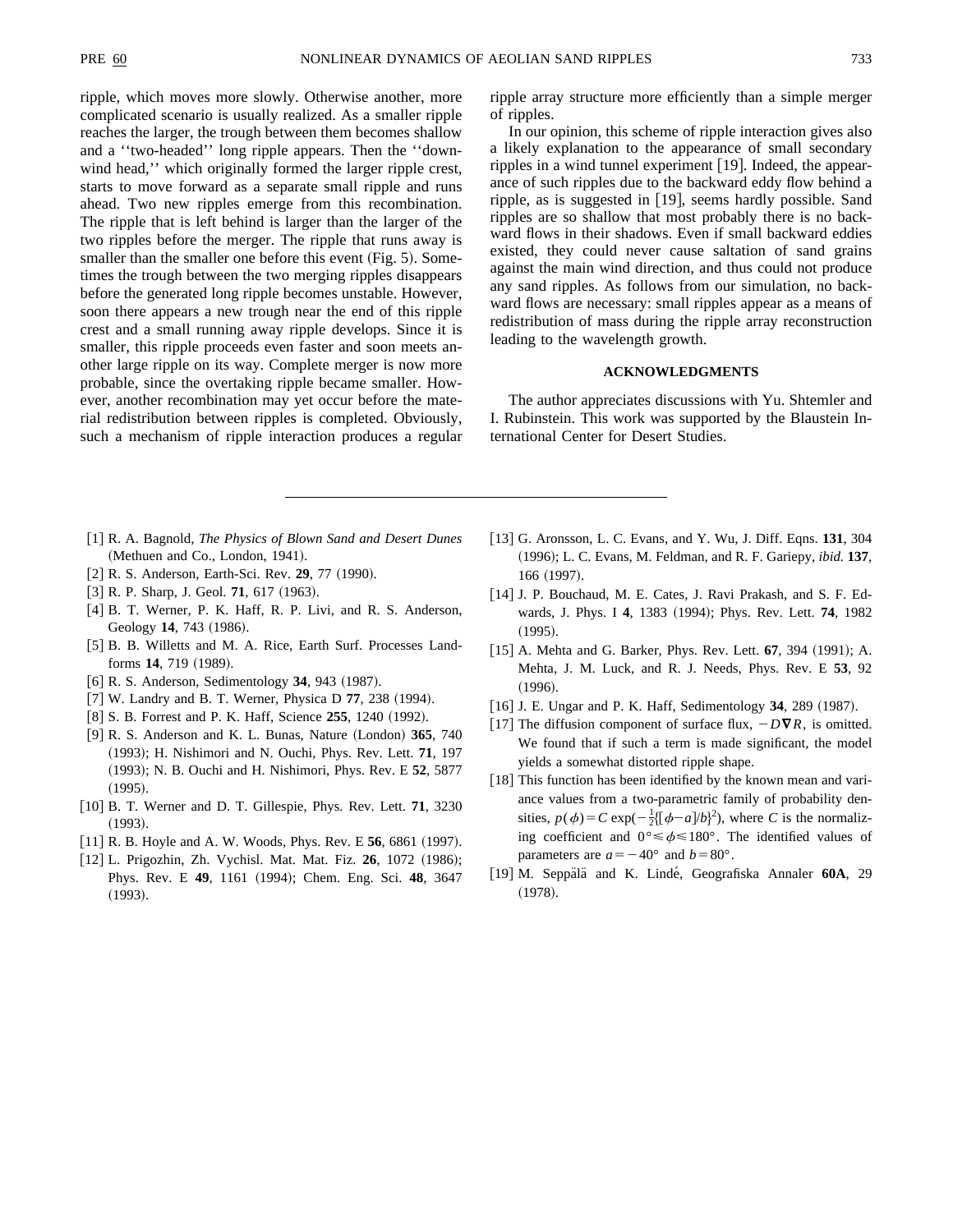ripple, which moves more slowly. Otherwise another, more complicated scenario is usually realized. As a smaller ripple reaches the larger, the trough between them becomes shallow and a ''two-headed'' long ripple appears. Then the ''downwind head,'' which originally formed the larger ripple crest, starts to move forward as a separate small ripple and runs ahead. Two new ripples emerge from this recombination. The ripple that is left behind is larger than the larger of the two ripples before the merger. The ripple that runs away is smaller than the smaller one before this event (Fig. 5). Sometimes the trough between the two merging ripples disappears before the generated long ripple becomes unstable. However, soon there appears a new trough near the end of this ripple crest and a small running away ripple develops. Since it is smaller, this ripple proceeds even faster and soon meets another large ripple on its way. Complete merger is now more probable, since the overtaking ripple became smaller. However, another recombination may yet occur before the material redistribution between ripples is completed. Obviously, such a mechanism of ripple interaction produces a regular ripple array structure more efficiently than a simple merger of ripples.

In our opinion, this scheme of ripple interaction gives also a likely explanation to the appearance of small secondary ripples in a wind tunnel experiment [19]. Indeed, the appearance of such ripples due to the backward eddy flow behind a ripple, as is suggested in [19], seems hardly possible. Sand ripples are so shallow that most probably there is no backward flows in their shadows. Even if small backward eddies existed, they could never cause saltation of sand grains against the main wind direction, and thus could not produce any sand ripples. As follows from our simulation, no backward flows are necessary: small ripples appear as a means of redistribution of mass during the ripple array reconstruction leading to the wavelength growth.

## ACKNOWLEDGMENTS

The author appreciates discussions with Yu. Shtemler and I. Rubinstein. This work was supported by the Blaustein International Center for Desert Studies.

---

[1] R. A. Bagnold, *The Physics of Blown Sand and Desert Dunes* (Methuen and Co., London, 1941).

[2] R. S. Anderson, Earth-Sci. Rev. **29**, 77 (1990).

[3] R. P. Sharp, J. Geol. **71**, 617 (1963).

[4] B. T. Werner, P. K. Haff, R. P. Livi, and R. S. Anderson, Geology **14**, 743 (1986).

[5] B. B. Willetts and M. A. Rice, Earth Surf. Processes Landforms **14**, 719 (1989).

[6] R. S. Anderson, Sedimentology **34**, 943 (1987).

[7] W. Landry and B. T. Werner, Physica D **77**, 238 (1994).

[8] S. B. Forrest and P. K. Haff, Science **255**, 1240 (1992).

[9] R. S. Anderson and K. L. Bunas, Nature (London) **365**, 740 (1993); H. Nishimori and N. Ouchi, Phys. Rev. Lett. **71**, 197 (1993); N. B. Ouchi and H. Nishimori, Phys. Rev. E **52**, 5877 (1995).

[10] B. T. Werner and D. T. Gillespie, Phys. Rev. Lett. **71**, 3230 (1993).

[11] R. B. Hoyle and A. W. Woods, Phys. Rev. E **56**, 6861 (1997).

[12] L. Prigozhin, Zh. Vychisl. Mat. Mat. Fiz. **26**, 1072 (1986); Phys. Rev. E **49**, 1161 (1994); Chem. Eng. Sci. **48**, 3647 (1993).

[13] G. Aronsson, L. C. Evans, and Y. Wu, J. Diff. Eqns. **131**, 304 (1996); L. C. Evans, M. Feldman, and R. F. Gariepy, *ibid.* **137**, 166 (1997).

[14] J. P. Bouchaud, M. E. Cates, J. Ravi Prakash, and S. F. Edwards, J. Phys. I **4**, 1383 (1994); Phys. Rev. Lett. **74**, 1982 (1995).

[15] A. Mehta and G. Barker, Phys. Rev. Lett. **67**, 394 (1991); A. Mehta, J. M. Luck, and R. J. Needs, Phys. Rev. E **53**, 92 (1996).

[16] J. E. Ungar and P. K. Haff, Sedimentology **34**, 289 (1987).

[17] The diffusion component of surface flux, $-D\nabla R$, is omitted. We found that if such a term is made significant, the model yields a somewhat distorted ripple shape.

[18] This function has been identified by the known mean and variance values from a two-parametric family of probability densities, $p(\phi)=C\exp(-\frac{1}{2}\{[\phi-a]/b\}^2)$, where $C$ is the normalizing coefficient and $0°\leqslant\phi\leqslant 180°$. The identified values of parameters are $a=-40°$ and $b=80°$.

[19] M. Seppälä and K. Lindé, Geografiska Annaler **60A**, 29 (1978).